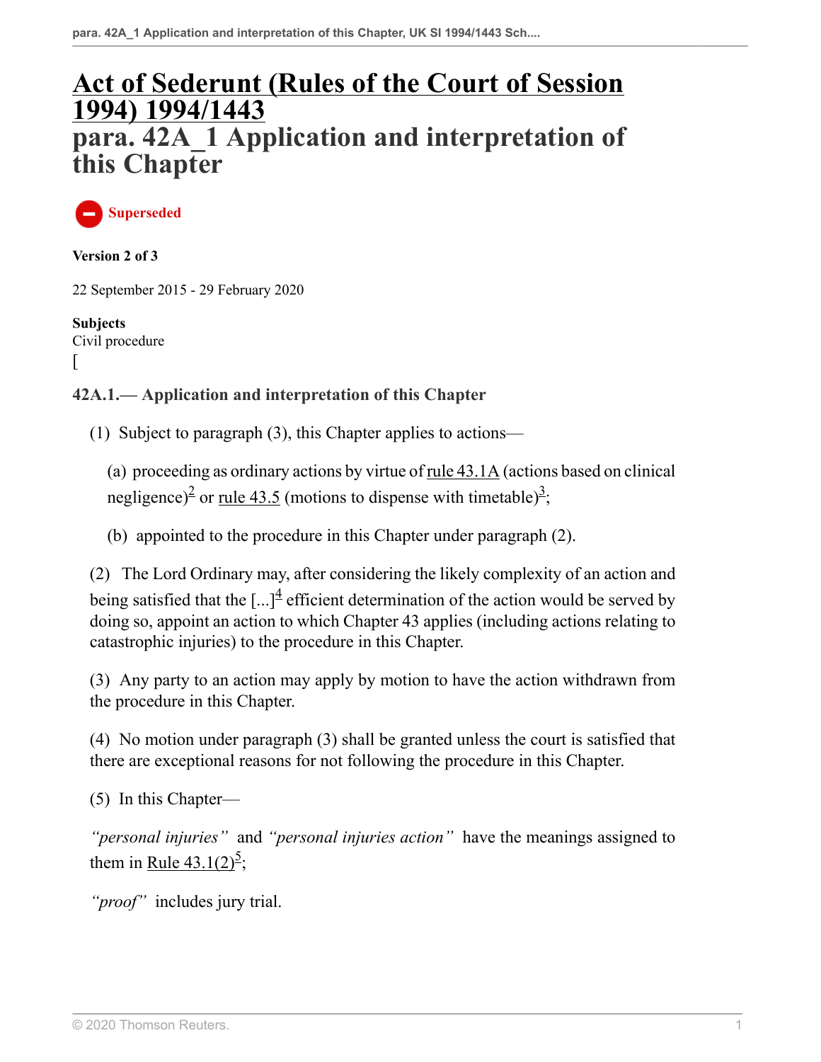# Act of Sederunt (Rules of the Court of Session 1994) 1994/1443

# para. 42A_1 Application and interpretation of this Chapter

Superseded

**Version 2 of 3**

22 September 2015 - 29 February 2020

**Subjects**
Civil procedure
[

### 42A.1.— Application and interpretation of this Chapter

(1) Subject to paragraph (3), this Chapter applies to actions—

(a) proceeding as ordinary actions by virtue of rule 43.1A (actions based on clinical negligence)[2] or rule 43.5 (motions to dispense with timetable)[3];

(b) appointed to the procedure in this Chapter under paragraph (2).

(2) The Lord Ordinary may, after considering the likely complexity of an action and being satisfied that the [...][4] efficient determination of the action would be served by doing so, appoint an action to which Chapter 43 applies (including actions relating to catastrophic injuries) to the procedure in this Chapter.

(3) Any party to an action may apply by motion to have the action withdrawn from the procedure in this Chapter.

(4) No motion under paragraph (3) shall be granted unless the court is satisfied that there are exceptional reasons for not following the procedure in this Chapter.

(5) In this Chapter—

*"personal injuries"* and *"personal injuries action"* have the meanings assigned to them in Rule 43.1(2)[5];

*"proof"* includes jury trial.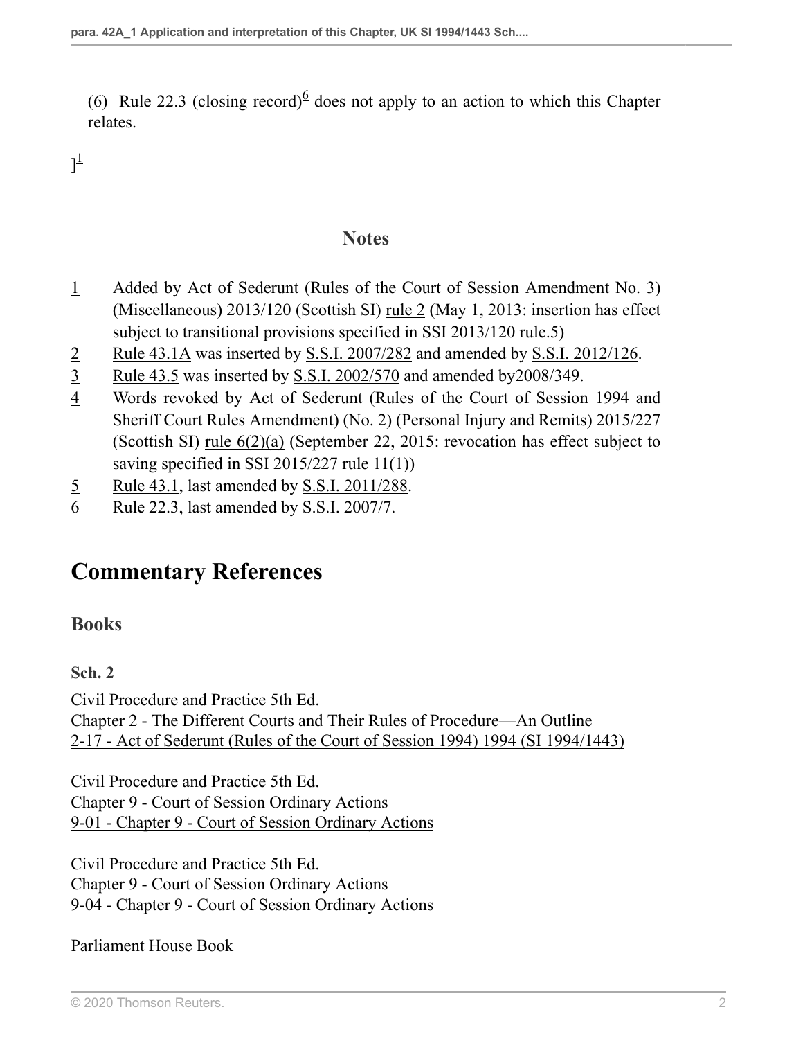(6) Rule 22.3 (closing record)[6] does not apply to an action to which this Chapter relates.

][1]

## Notes

1 Added by Act of Sederunt (Rules of the Court of Session Amendment No. 3) (Miscellaneous) 2013/120 (Scottish SI) rule 2 (May 1, 2013: insertion has effect subject to transitional provisions specified in SSI 2013/120 rule.5)

2 Rule 43.1A was inserted by S.S.I. 2007/282 and amended by S.S.I. 2012/126.

3 Rule 43.5 was inserted by S.S.I. 2002/570 and amended by2008/349.

4 Words revoked by Act of Sederunt (Rules of the Court of Session 1994 and Sheriff Court Rules Amendment) (No. 2) (Personal Injury and Remits) 2015/227 (Scottish SI) rule 6(2)(a) (September 22, 2015: revocation has effect subject to saving specified in SSI 2015/227 rule 11(1))

5 Rule 43.1, last amended by S.S.I. 2011/288.

6 Rule 22.3, last amended by S.S.I. 2007/7.

# Commentary References

## Books

### Sch. 2

Civil Procedure and Practice 5th Ed.
Chapter 2 - The Different Courts and Their Rules of Procedure—An Outline
2-17 - Act of Sederunt (Rules of the Court of Session 1994) 1994 (SI 1994/1443)

Civil Procedure and Practice 5th Ed.
Chapter 9 - Court of Session Ordinary Actions
9-01 - Chapter 9 - Court of Session Ordinary Actions

Civil Procedure and Practice 5th Ed.
Chapter 9 - Court of Session Ordinary Actions
9-04 - Chapter 9 - Court of Session Ordinary Actions

Parliament House Book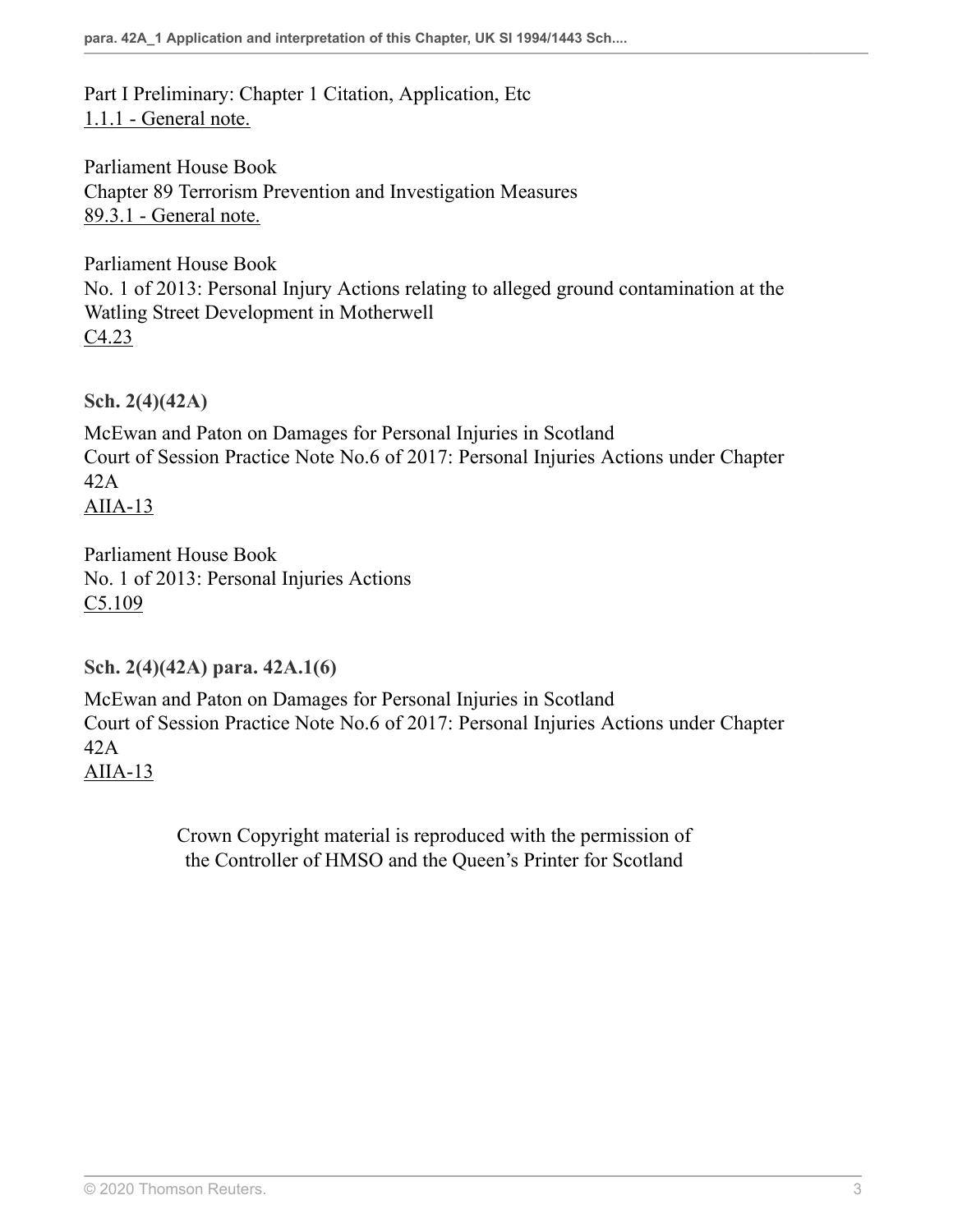Part I Preliminary: Chapter 1 Citation, Application, Etc
1.1.1 - General note.

Parliament House Book
Chapter 89 Terrorism Prevention and Investigation Measures
89.3.1 - General note.

Parliament House Book
No. 1 of 2013: Personal Injury Actions relating to alleged ground contamination at the Watling Street Development in Motherwell
C4.23

**Sch. 2(4)(42A)**

McEwan and Paton on Damages for Personal Injuries in Scotland
Court of Session Practice Note No.6 of 2017: Personal Injuries Actions under Chapter 42A
AIIA-13

Parliament House Book
No. 1 of 2013: Personal Injuries Actions
C5.109

**Sch. 2(4)(42A) para. 42A.1(6)**

McEwan and Paton on Damages for Personal Injuries in Scotland
Court of Session Practice Note No.6 of 2017: Personal Injuries Actions under Chapter 42A
AIIA-13

Crown Copyright material is reproduced with the permission of the Controller of HMSO and the Queen's Printer for Scotland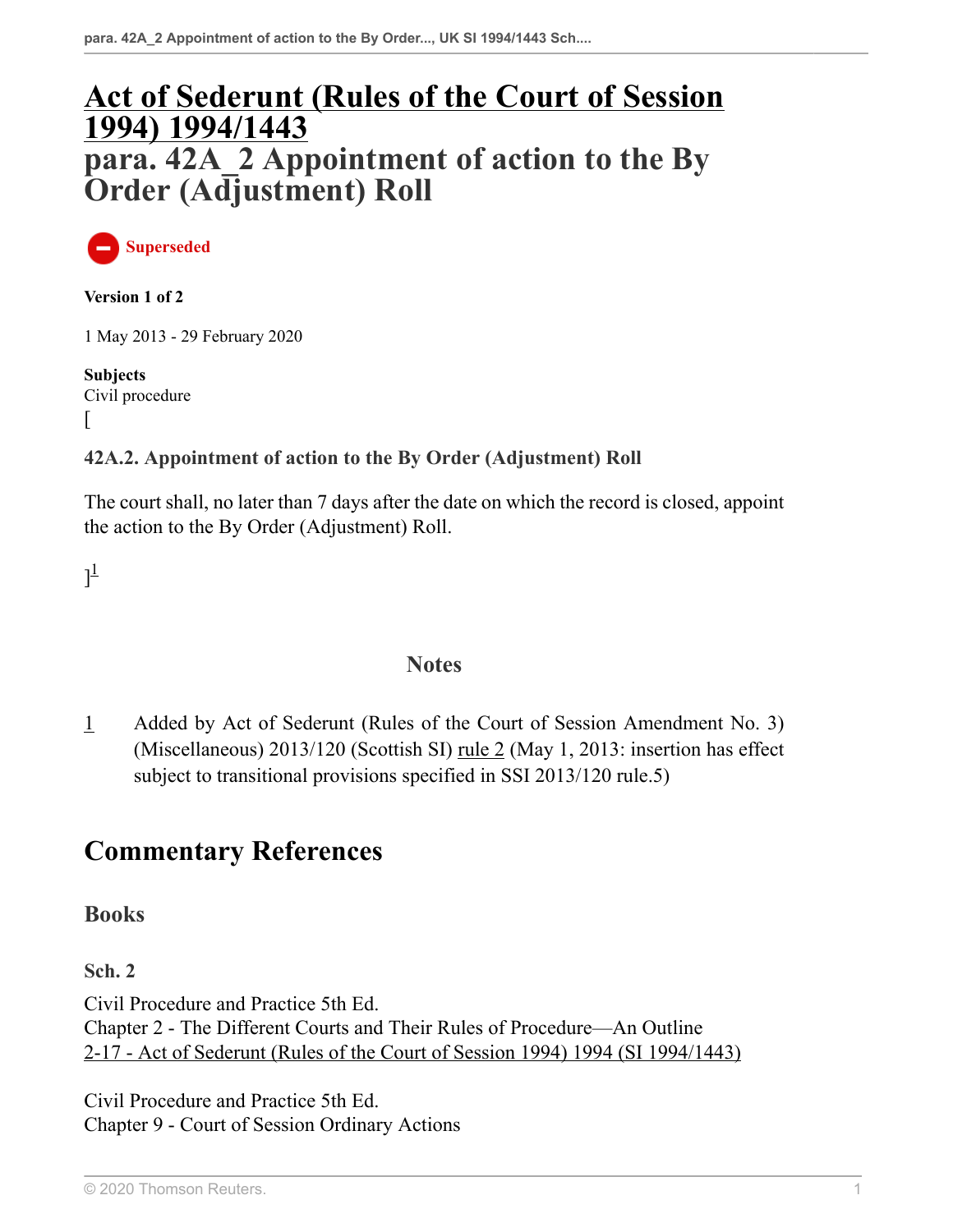# Act of Sederunt (Rules of the Court of Session 1994) 1994/1443

# para. 42A_2 Appointment of action to the By Order (Adjustment) Roll

Superseded

**Version 1 of 2**

1 May 2013 - 29 February 2020

**Subjects**
Civil procedure
[

### 42A.2. Appointment of action to the By Order (Adjustment) Roll

The court shall, no later than 7 days after the date on which the record is closed, appoint the action to the By Order (Adjustment) Roll.

][1]

## Notes

1 Added by Act of Sederunt (Rules of the Court of Session Amendment No. 3) (Miscellaneous) 2013/120 (Scottish SI) rule 2 (May 1, 2013: insertion has effect subject to transitional provisions specified in SSI 2013/120 rule.5)

## Commentary References

### Books

**Sch. 2**

Civil Procedure and Practice 5th Ed.
Chapter 2 - The Different Courts and Their Rules of Procedure—An Outline
2-17 - Act of Sederunt (Rules of the Court of Session 1994) 1994 (SI 1994/1443)

Civil Procedure and Practice 5th Ed.
Chapter 9 - Court of Session Ordinary Actions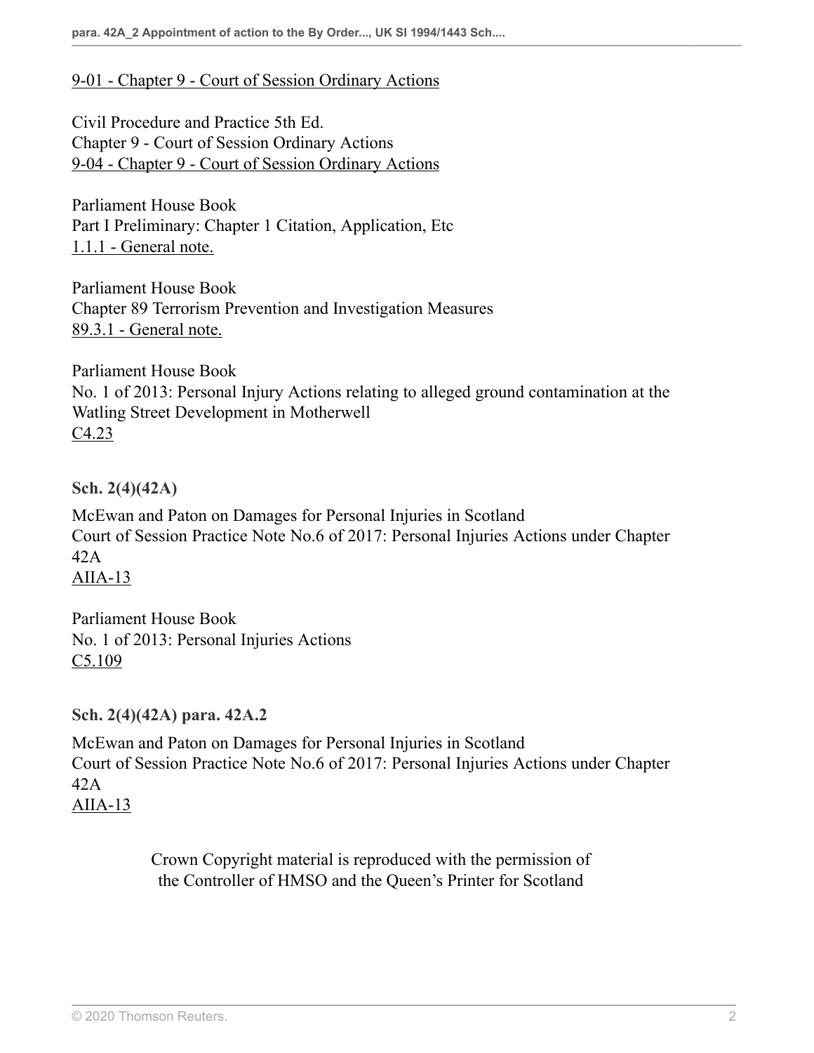9-01 - Chapter 9 - Court of Session Ordinary Actions

Civil Procedure and Practice 5th Ed.
Chapter 9 - Court of Session Ordinary Actions
9-04 - Chapter 9 - Court of Session Ordinary Actions

Parliament House Book
Part I Preliminary: Chapter 1 Citation, Application, Etc
1.1.1 - General note.

Parliament House Book
Chapter 89 Terrorism Prevention and Investigation Measures
89.3.1 - General note.

Parliament House Book
No. 1 of 2013: Personal Injury Actions relating to alleged ground contamination at the Watling Street Development in Motherwell
C4.23

**Sch. 2(4)(42A)**

McEwan and Paton on Damages for Personal Injuries in Scotland
Court of Session Practice Note No.6 of 2017: Personal Injuries Actions under Chapter 42A
AIIA-13

Parliament House Book
No. 1 of 2013: Personal Injuries Actions
C5.109

**Sch. 2(4)(42A) para. 42A.2**

McEwan and Paton on Damages for Personal Injuries in Scotland
Court of Session Practice Note No.6 of 2017: Personal Injuries Actions under Chapter 42A
AIIA-13

Crown Copyright material is reproduced with the permission of the Controller of HMSO and the Queen's Printer for Scotland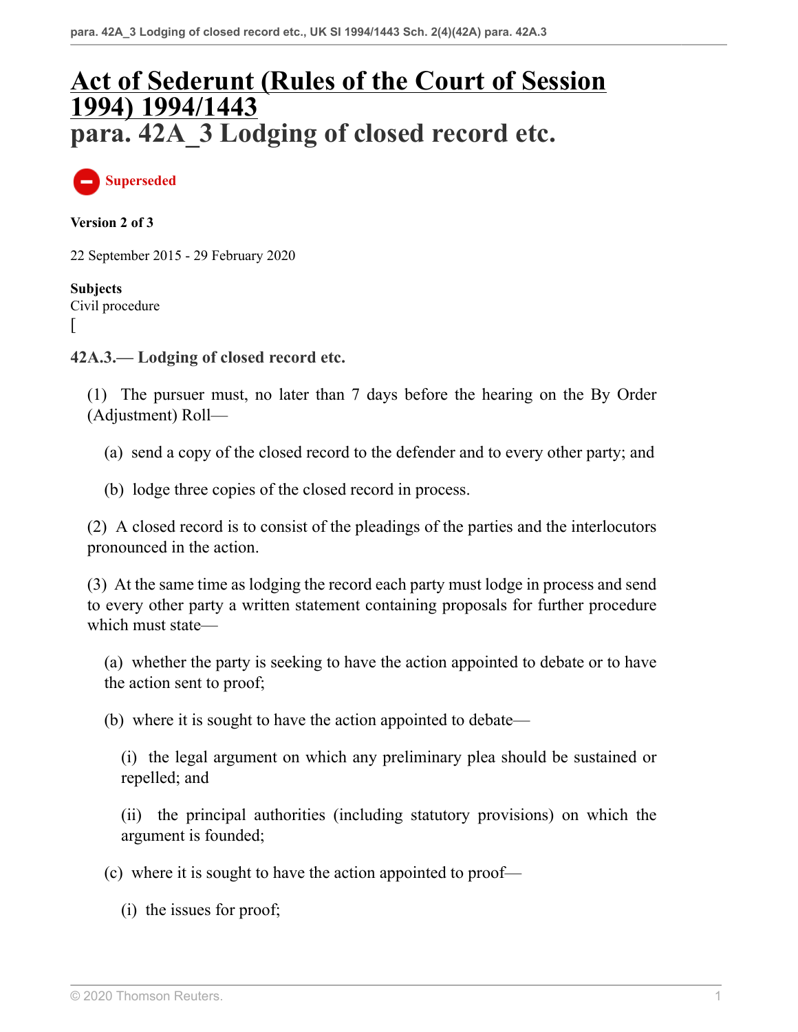# Act of Sederunt (Rules of the Court of Session 1994) 1994/1443

# para. 42A_3 Lodging of closed record etc.

Superseded

**Version 2 of 3**

22 September 2015 - 29 February 2020

**Subjects**
Civil procedure
[

### 42A.3.— Lodging of closed record etc.

(1) The pursuer must, no later than 7 days before the hearing on the By Order (Adjustment) Roll—

(a) send a copy of the closed record to the defender and to every other party; and

(b) lodge three copies of the closed record in process.

(2) A closed record is to consist of the pleadings of the parties and the interlocutors pronounced in the action.

(3) At the same time as lodging the record each party must lodge in process and send to every other party a written statement containing proposals for further procedure which must state—

(a) whether the party is seeking to have the action appointed to debate or to have the action sent to proof;

(b) where it is sought to have the action appointed to debate—

(i) the legal argument on which any preliminary plea should be sustained or repelled; and

(ii) the principal authorities (including statutory provisions) on which the argument is founded;

(c) where it is sought to have the action appointed to proof—

(i) the issues for proof;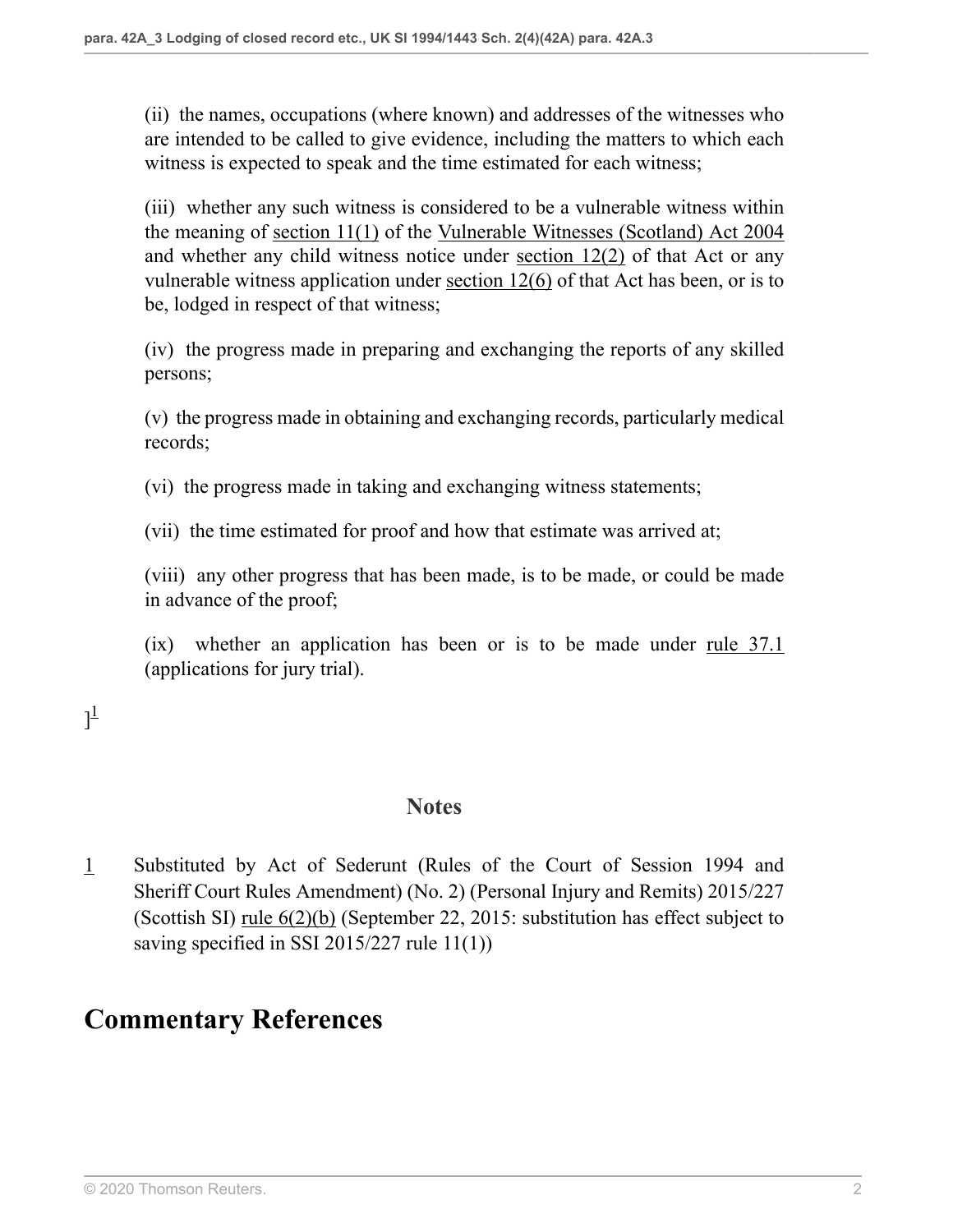(ii) the names, occupations (where known) and addresses of the witnesses who are intended to be called to give evidence, including the matters to which each witness is expected to speak and the time estimated for each witness;

(iii) whether any such witness is considered to be a vulnerable witness within the meaning of section 11(1) of the Vulnerable Witnesses (Scotland) Act 2004 and whether any child witness notice under section 12(2) of that Act or any vulnerable witness application under section 12(6) of that Act has been, or is to be, lodged in respect of that witness;

(iv) the progress made in preparing and exchanging the reports of any skilled persons;

(v) the progress made in obtaining and exchanging records, particularly medical records;

(vi) the progress made in taking and exchanging witness statements;

(vii) the time estimated for proof and how that estimate was arrived at;

(viii) any other progress that has been made, is to be made, or could be made in advance of the proof;

(ix) whether an application has been or is to be made under rule 37.1 (applications for jury trial).

][1]

## Notes

1 Substituted by Act of Sederunt (Rules of the Court of Session 1994 and Sheriff Court Rules Amendment) (No. 2) (Personal Injury and Remits) 2015/227 (Scottish SI) rule 6(2)(b) (September 22, 2015: substitution has effect subject to saving specified in SSI 2015/227 rule 11(1))

# Commentary References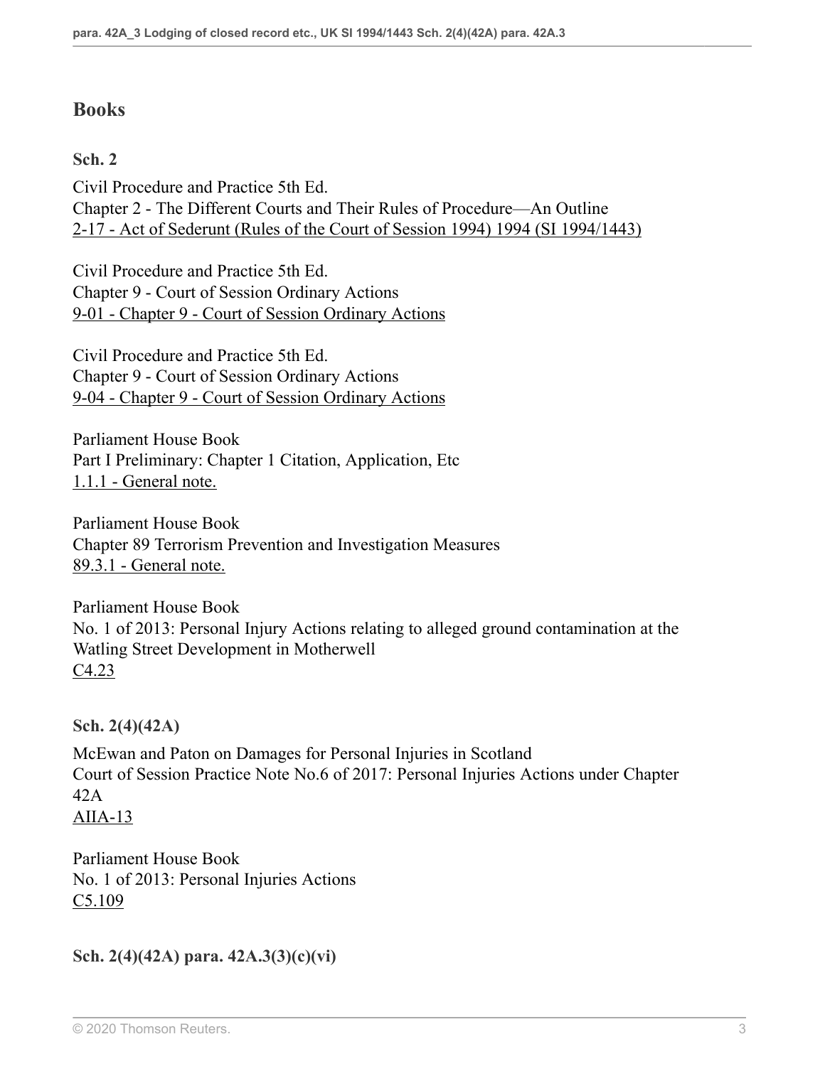## Books

**Sch. 2**

Civil Procedure and Practice 5th Ed.
Chapter 2 - The Different Courts and Their Rules of Procedure—An Outline
2-17 - Act of Sederunt (Rules of the Court of Session 1994) 1994 (SI 1994/1443)

Civil Procedure and Practice 5th Ed.
Chapter 9 - Court of Session Ordinary Actions
9-01 - Chapter 9 - Court of Session Ordinary Actions

Civil Procedure and Practice 5th Ed.
Chapter 9 - Court of Session Ordinary Actions
9-04 - Chapter 9 - Court of Session Ordinary Actions

Parliament House Book
Part I Preliminary: Chapter 1 Citation, Application, Etc
1.1.1 - General note.

Parliament House Book
Chapter 89 Terrorism Prevention and Investigation Measures
89.3.1 - General note.

Parliament House Book
No. 1 of 2013: Personal Injury Actions relating to alleged ground contamination at the Watling Street Development in Motherwell
C4.23

**Sch. 2(4)(42A)**

McEwan and Paton on Damages for Personal Injuries in Scotland
Court of Session Practice Note No.6 of 2017: Personal Injuries Actions under Chapter 42A
AIIA-13

Parliament House Book
No. 1 of 2013: Personal Injuries Actions
C5.109

**Sch. 2(4)(42A) para. 42A.3(3)(c)(vi)**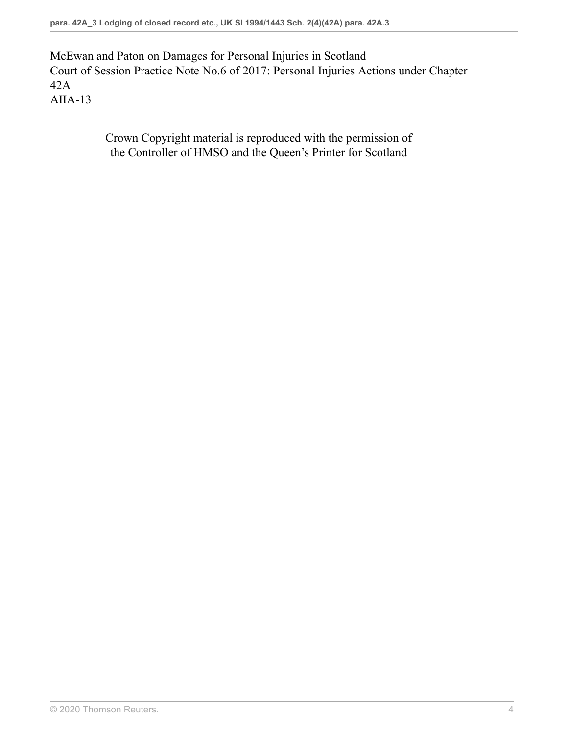McEwan and Paton on Damages for Personal Injuries in Scotland
Court of Session Practice Note No.6 of 2017: Personal Injuries Actions under Chapter 42A
AIIA-13

Crown Copyright material is reproduced with the permission of the Controller of HMSO and the Queen's Printer for Scotland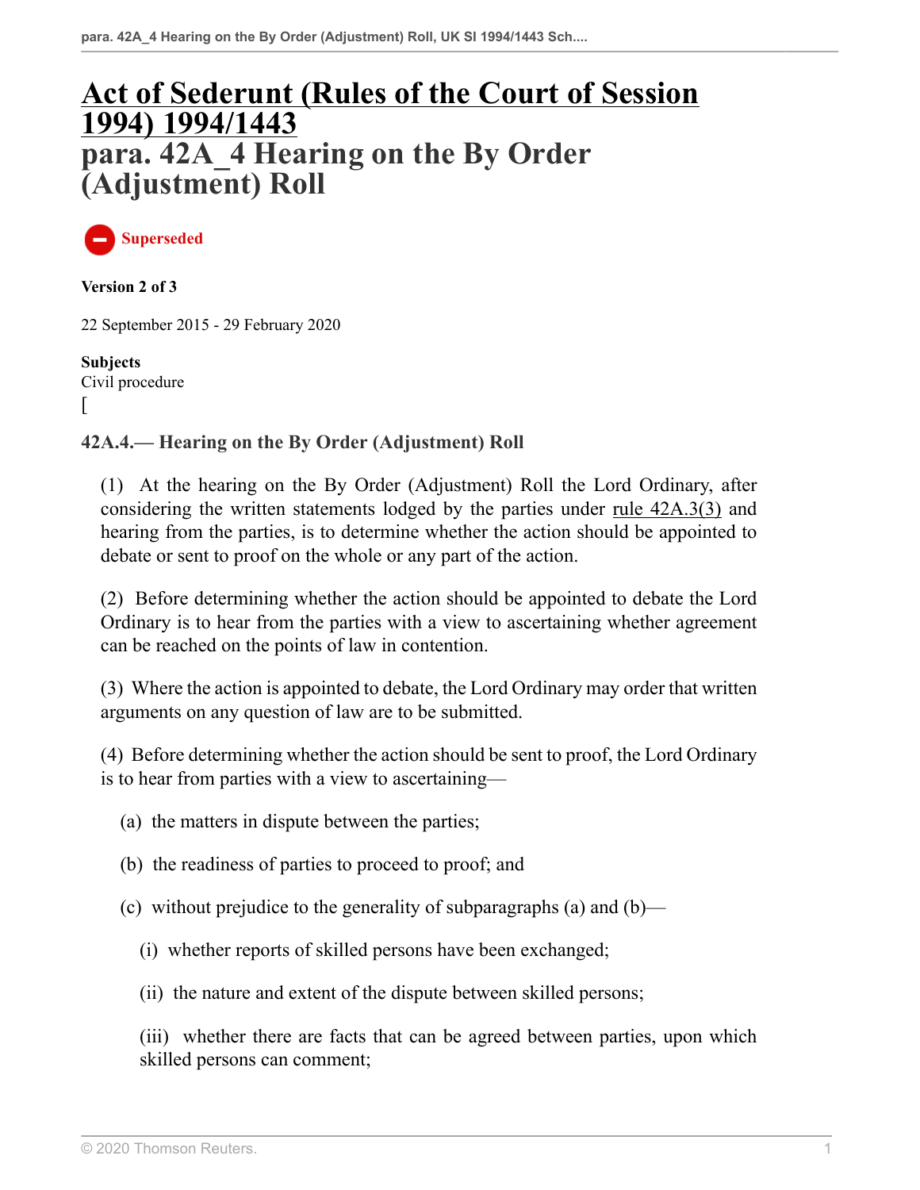# Act of Sederunt (Rules of the Court of Session 1994) 1994/1443

# para. 42A_4 Hearing on the By Order (Adjustment) Roll

Superseded

**Version 2 of 3**

22 September 2015 - 29 February 2020

**Subjects**
Civil procedure
[

### 42A.4.— Hearing on the By Order (Adjustment) Roll

(1) At the hearing on the By Order (Adjustment) Roll the Lord Ordinary, after considering the written statements lodged by the parties under rule 42A.3(3) and hearing from the parties, is to determine whether the action should be appointed to debate or sent to proof on the whole or any part of the action.

(2) Before determining whether the action should be appointed to debate the Lord Ordinary is to hear from the parties with a view to ascertaining whether agreement can be reached on the points of law in contention.

(3) Where the action is appointed to debate, the Lord Ordinary may order that written arguments on any question of law are to be submitted.

(4) Before determining whether the action should be sent to proof, the Lord Ordinary is to hear from parties with a view to ascertaining—

- (a) the matters in dispute between the parties;
- (b) the readiness of parties to proceed to proof; and
- (c) without prejudice to the generality of subparagraphs (a) and (b)—
  - (i) whether reports of skilled persons have been exchanged;
  - (ii) the nature and extent of the dispute between skilled persons;
  - (iii) whether there are facts that can be agreed between parties, upon which skilled persons can comment;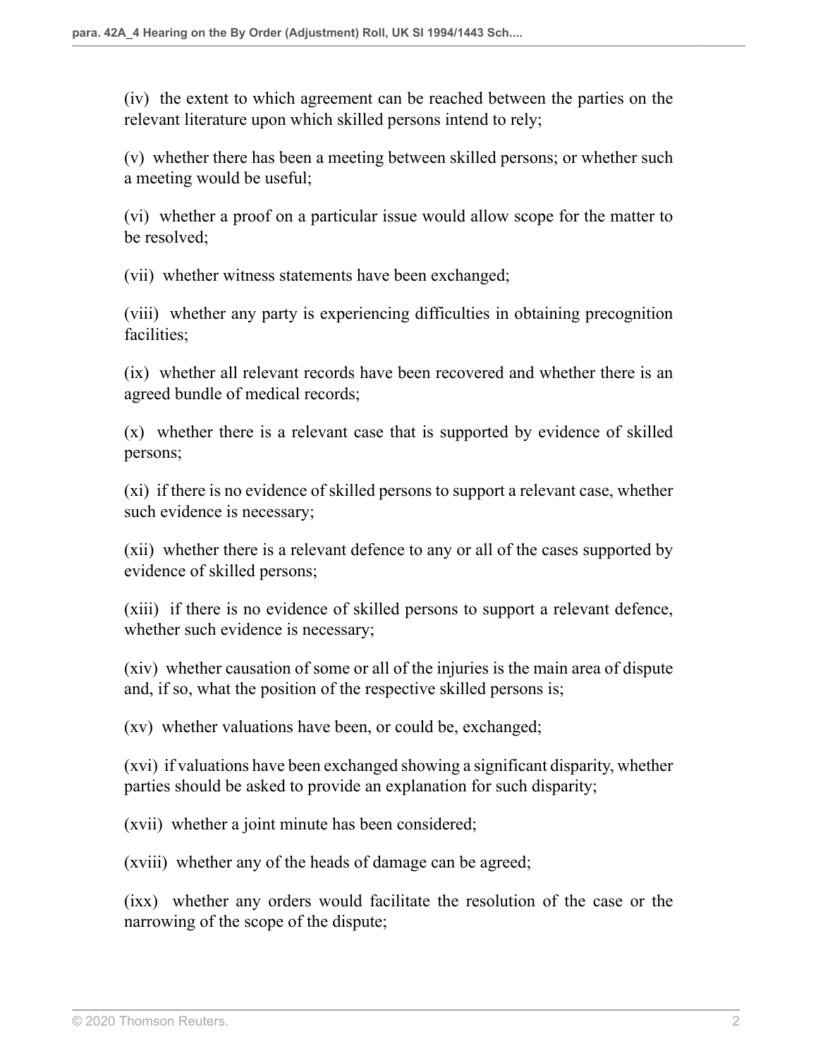(iv) the extent to which agreement can be reached between the parties on the relevant literature upon which skilled persons intend to rely;

(v) whether there has been a meeting between skilled persons; or whether such a meeting would be useful;

(vi) whether a proof on a particular issue would allow scope for the matter to be resolved;

(vii) whether witness statements have been exchanged;

(viii) whether any party is experiencing difficulties in obtaining precognition facilities;

(ix) whether all relevant records have been recovered and whether there is an agreed bundle of medical records;

(x) whether there is a relevant case that is supported by evidence of skilled persons;

(xi) if there is no evidence of skilled persons to support a relevant case, whether such evidence is necessary;

(xii) whether there is a relevant defence to any or all of the cases supported by evidence of skilled persons;

(xiii) if there is no evidence of skilled persons to support a relevant defence, whether such evidence is necessary;

(xiv) whether causation of some or all of the injuries is the main area of dispute and, if so, what the position of the respective skilled persons is;

(xv) whether valuations have been, or could be, exchanged;

(xvi) if valuations have been exchanged showing a significant disparity, whether parties should be asked to provide an explanation for such disparity;

(xvii) whether a joint minute has been considered;

(xviii) whether any of the heads of damage can be agreed;

(ixx) whether any orders would facilitate the resolution of the case or the narrowing of the scope of the dispute;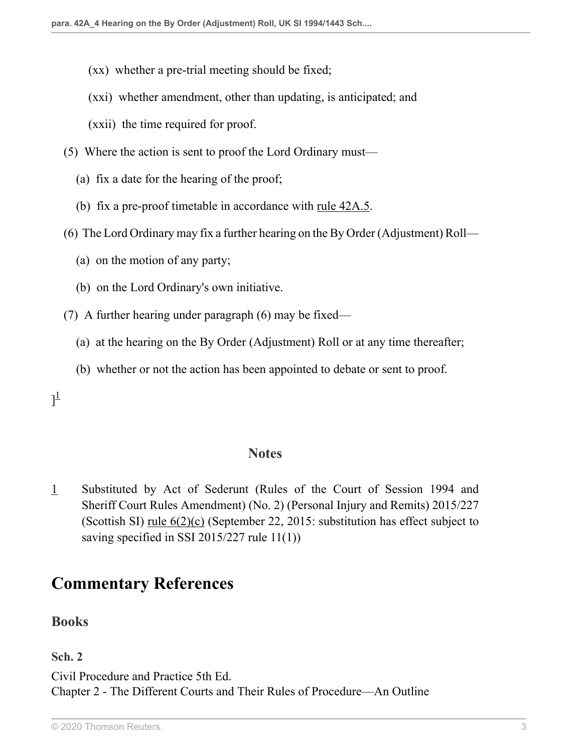(xx) whether a pre-trial meeting should be fixed;

(xxi) whether amendment, other than updating, is anticipated; and

(xxii) the time required for proof.

(5) Where the action is sent to proof the Lord Ordinary must—

(a) fix a date for the hearing of the proof;

(b) fix a pre-proof timetable in accordance with rule 42A.5.

(6) The Lord Ordinary may fix a further hearing on the By Order (Adjustment) Roll—

(a) on the motion of any party;

(b) on the Lord Ordinary's own initiative.

(7) A further hearing under paragraph (6) may be fixed—

(a) at the hearing on the By Order (Adjustment) Roll or at any time thereafter;

(b) whether or not the action has been appointed to debate or sent to proof.

][1]

## Notes

1 Substituted by Act of Sederunt (Rules of the Court of Session 1994 and Sheriff Court Rules Amendment) (No. 2) (Personal Injury and Remits) 2015/227 (Scottish SI) rule 6(2)(c) (September 22, 2015: substitution has effect subject to saving specified in SSI 2015/227 rule 11(1))

# Commentary References

## Books

### Sch. 2

Civil Procedure and Practice 5th Ed.
Chapter 2 - The Different Courts and Their Rules of Procedure—An Outline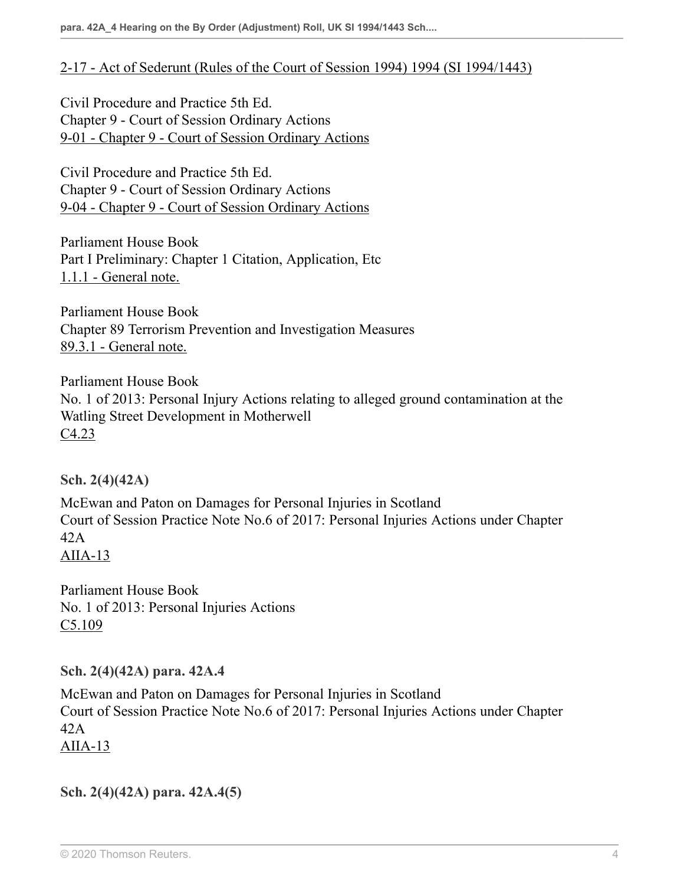2-17 - Act of Sederunt (Rules of the Court of Session 1994) 1994 (SI 1994/1443)

Civil Procedure and Practice 5th Ed.
Chapter 9 - Court of Session Ordinary Actions
9-01 - Chapter 9 - Court of Session Ordinary Actions

Civil Procedure and Practice 5th Ed.
Chapter 9 - Court of Session Ordinary Actions
9-04 - Chapter 9 - Court of Session Ordinary Actions

Parliament House Book
Part I Preliminary: Chapter 1 Citation, Application, Etc
1.1.1 - General note.

Parliament House Book
Chapter 89 Terrorism Prevention and Investigation Measures
89.3.1 - General note.

Parliament House Book
No. 1 of 2013: Personal Injury Actions relating to alleged ground contamination at the Watling Street Development in Motherwell
C4.23

**Sch. 2(4)(42A)**

McEwan and Paton on Damages for Personal Injuries in Scotland
Court of Session Practice Note No.6 of 2017: Personal Injuries Actions under Chapter 42A
AIIA-13

Parliament House Book
No. 1 of 2013: Personal Injuries Actions
C5.109

**Sch. 2(4)(42A) para. 42A.4**

McEwan and Paton on Damages for Personal Injuries in Scotland
Court of Session Practice Note No.6 of 2017: Personal Injuries Actions under Chapter 42A
AIIA-13

**Sch. 2(4)(42A) para. 42A.4(5)**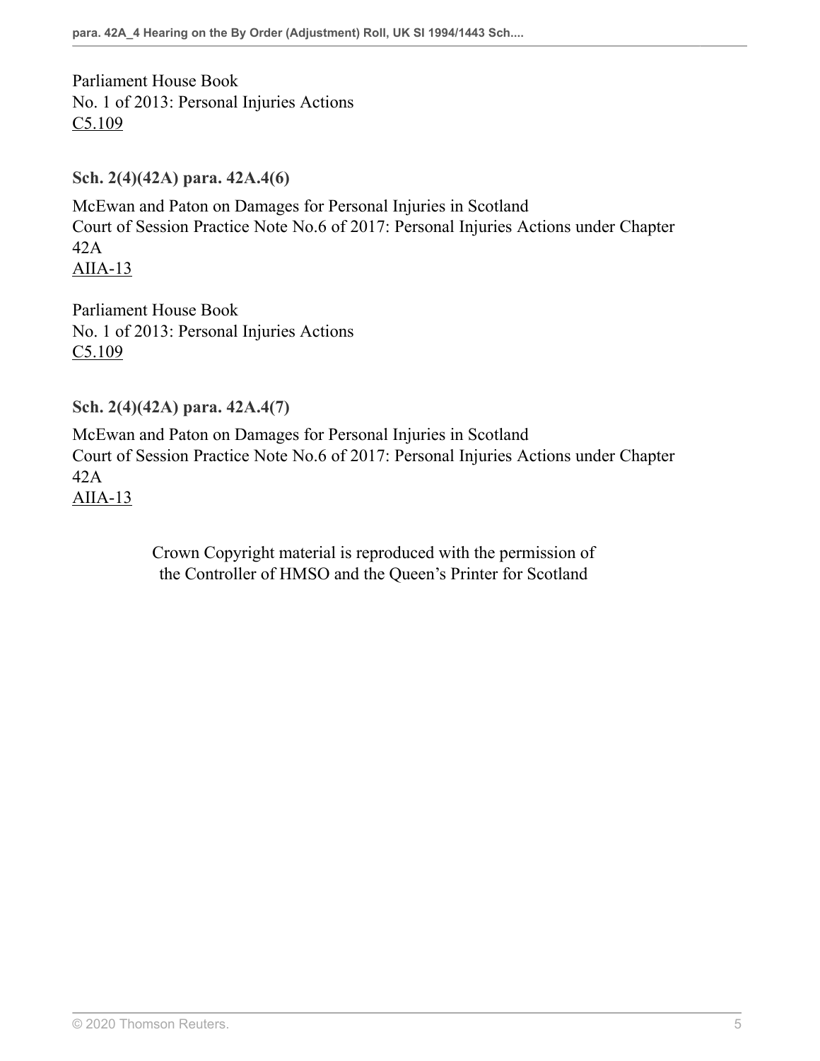Parliament House Book
No. 1 of 2013: Personal Injuries Actions
C5.109

**Sch. 2(4)(42A) para. 42A.4(6)**

McEwan and Paton on Damages for Personal Injuries in Scotland
Court of Session Practice Note No.6 of 2017: Personal Injuries Actions under Chapter 42A
AIIA-13

Parliament House Book
No. 1 of 2013: Personal Injuries Actions
C5.109

**Sch. 2(4)(42A) para. 42A.4(7)**

McEwan and Paton on Damages for Personal Injuries in Scotland
Court of Session Practice Note No.6 of 2017: Personal Injuries Actions under Chapter 42A
AIIA-13

Crown Copyright material is reproduced with the permission of the Controller of HMSO and the Queen's Printer for Scotland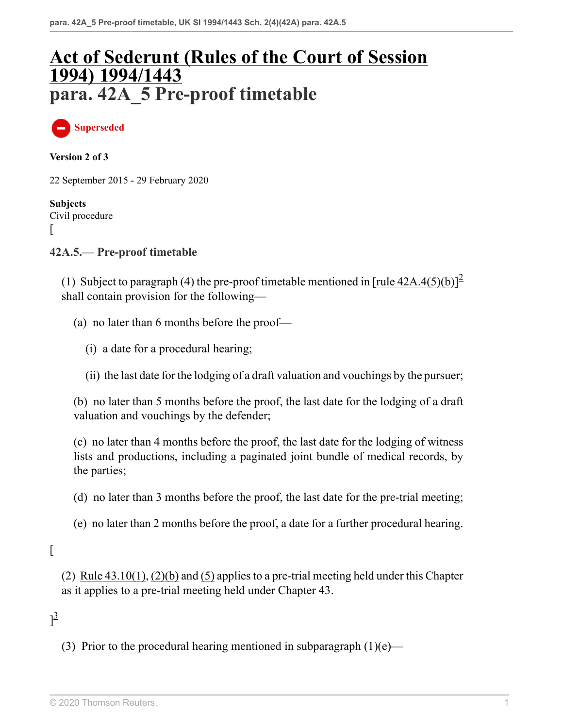# Act of Sederunt (Rules of the Court of Session 1994) 1994/1443
# para. 42A_5 Pre-proof timetable

Superseded

**Version 2 of 3**

22 September 2015 - 29 February 2020

**Subjects**
Civil procedure
[

### 42A.5.— Pre-proof timetable

(1) Subject to paragraph (4) the pre-proof timetable mentioned in [rule 42A.4(5)(b)][2] shall contain provision for the following—

(a) no later than 6 months before the proof—

(i) a date for a procedural hearing;

(ii) the last date for the lodging of a draft valuation and vouchings by the pursuer;

(b) no later than 5 months before the proof, the last date for the lodging of a draft valuation and vouchings by the defender;

(c) no later than 4 months before the proof, the last date for the lodging of witness lists and productions, including a paginated joint bundle of medical records, by the parties;

(d) no later than 3 months before the proof, the last date for the pre-trial meeting;

(e) no later than 2 months before the proof, a date for a further procedural hearing.

[

(2) Rule 43.10(1), (2)(b) and (5) applies to a pre-trial meeting held under this Chapter as it applies to a pre-trial meeting held under Chapter 43.

][3]

(3) Prior to the procedural hearing mentioned in subparagraph (1)(e)—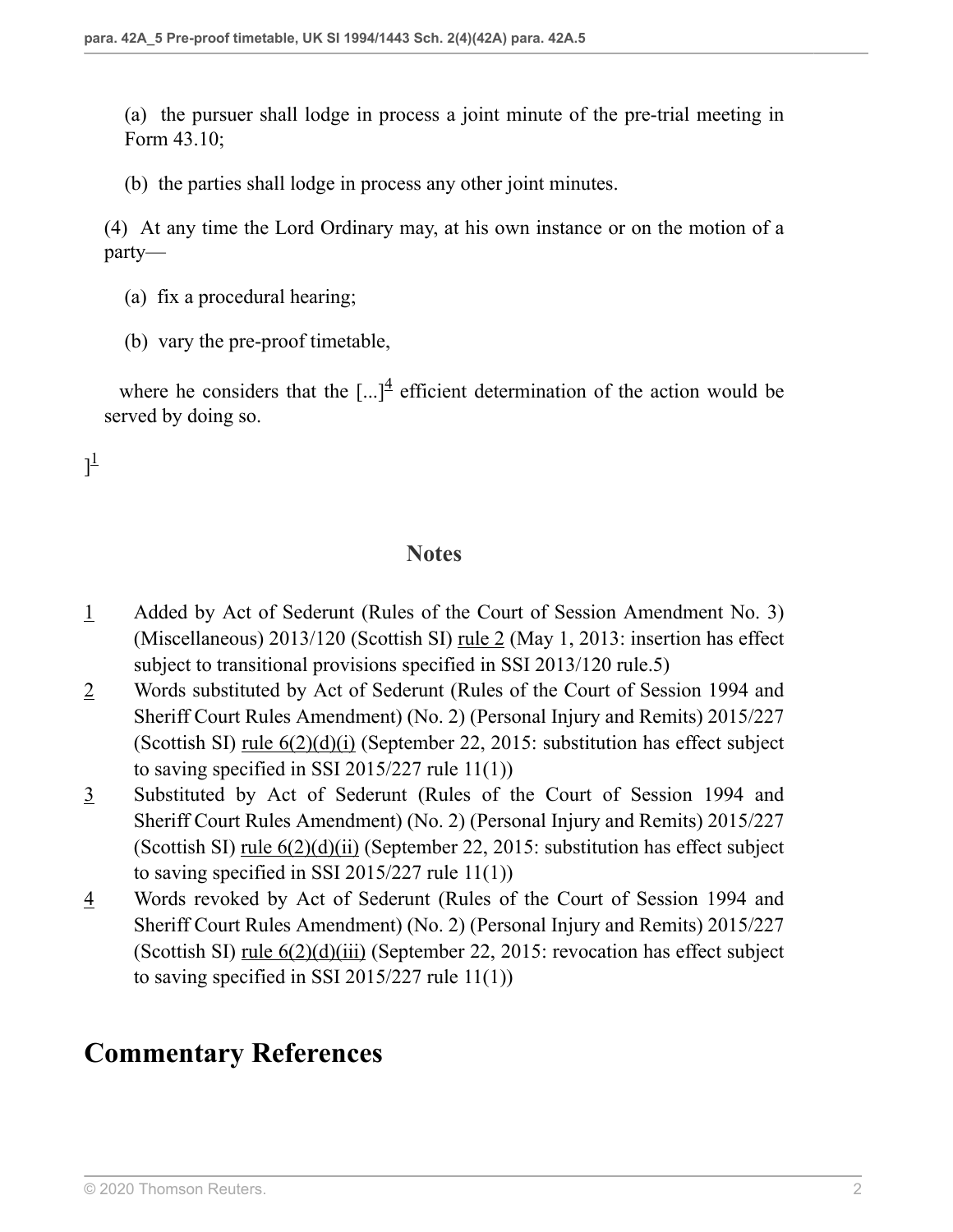(a) the pursuer shall lodge in process a joint minute of the pre-trial meeting in Form 43.10;

(b) the parties shall lodge in process any other joint minutes.

(4) At any time the Lord Ordinary may, at his own instance or on the motion of a party—

(a) fix a procedural hearing;

(b) vary the pre-proof timetable,

where he considers that the [...][4] efficient determination of the action would be served by doing so.

][1]

## Notes

1. Added by Act of Sederunt (Rules of the Court of Session Amendment No. 3) (Miscellaneous) 2013/120 (Scottish SI) rule 2 (May 1, 2013: insertion has effect subject to transitional provisions specified in SSI 2013/120 rule.5)
2. Words substituted by Act of Sederunt (Rules of the Court of Session 1994 and Sheriff Court Rules Amendment) (No. 2) (Personal Injury and Remits) 2015/227 (Scottish SI) rule 6(2)(d)(i) (September 22, 2015: substitution has effect subject to saving specified in SSI 2015/227 rule 11(1))
3. Substituted by Act of Sederunt (Rules of the Court of Session 1994 and Sheriff Court Rules Amendment) (No. 2) (Personal Injury and Remits) 2015/227 (Scottish SI) rule 6(2)(d)(ii) (September 22, 2015: substitution has effect subject to saving specified in SSI 2015/227 rule 11(1))
4. Words revoked by Act of Sederunt (Rules of the Court of Session 1994 and Sheriff Court Rules Amendment) (No. 2) (Personal Injury and Remits) 2015/227 (Scottish SI) rule 6(2)(d)(iii) (September 22, 2015: revocation has effect subject to saving specified in SSI 2015/227 rule 11(1))

# Commentary References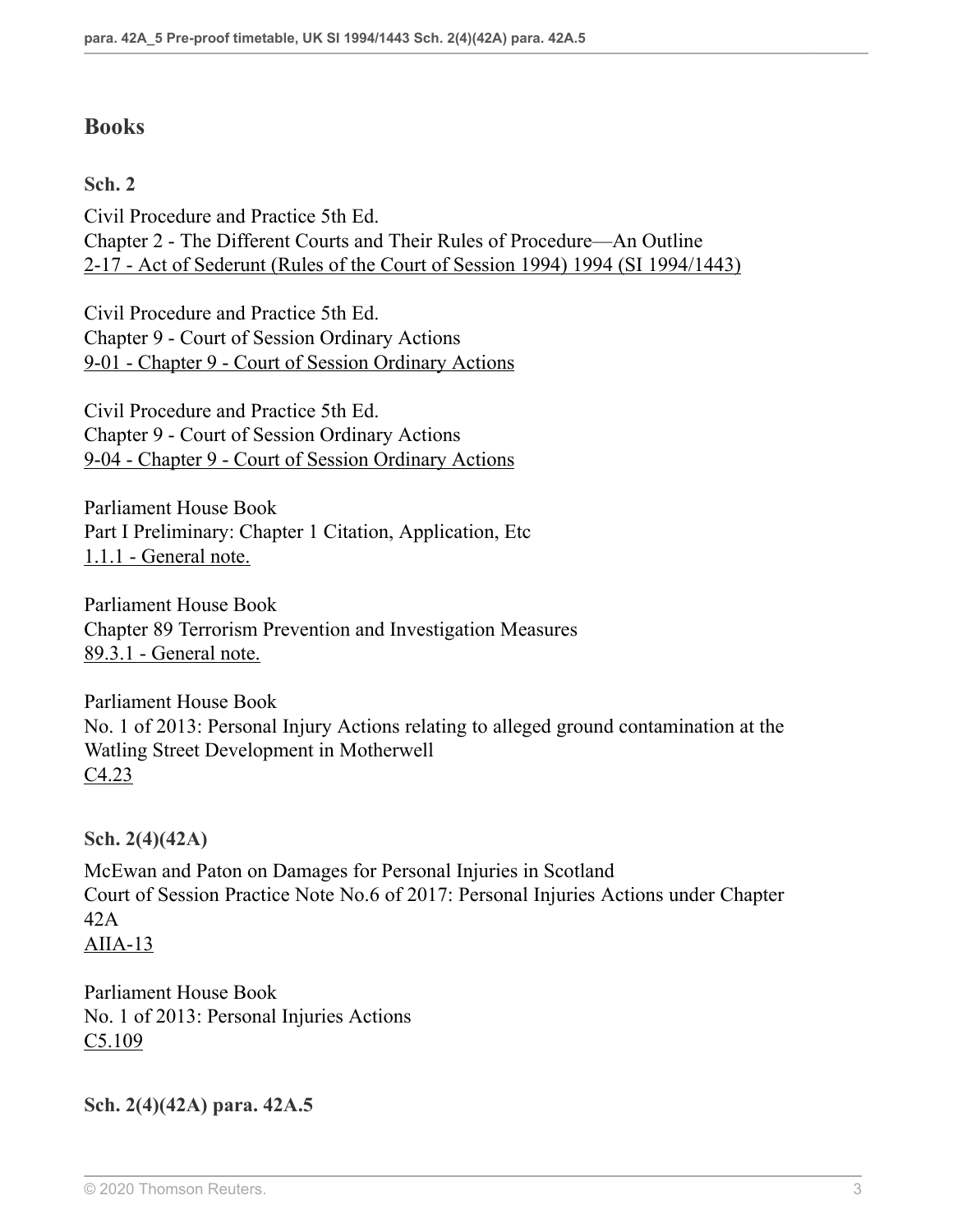## Books

**Sch. 2**

Civil Procedure and Practice 5th Ed.
Chapter 2 - The Different Courts and Their Rules of Procedure—An Outline
2-17 - Act of Sederunt (Rules of the Court of Session 1994) 1994 (SI 1994/1443)

Civil Procedure and Practice 5th Ed.
Chapter 9 - Court of Session Ordinary Actions
9-01 - Chapter 9 - Court of Session Ordinary Actions

Civil Procedure and Practice 5th Ed.
Chapter 9 - Court of Session Ordinary Actions
9-04 - Chapter 9 - Court of Session Ordinary Actions

Parliament House Book
Part I Preliminary: Chapter 1 Citation, Application, Etc
1.1.1 - General note.

Parliament House Book
Chapter 89 Terrorism Prevention and Investigation Measures
89.3.1 - General note.

Parliament House Book
No. 1 of 2013: Personal Injury Actions relating to alleged ground contamination at the Watling Street Development in Motherwell
C4.23

**Sch. 2(4)(42A)**

McEwan and Paton on Damages for Personal Injuries in Scotland
Court of Session Practice Note No.6 of 2017: Personal Injuries Actions under Chapter 42A
AIIA-13

Parliament House Book
No. 1 of 2013: Personal Injuries Actions
C5.109

**Sch. 2(4)(42A) para. 42A.5**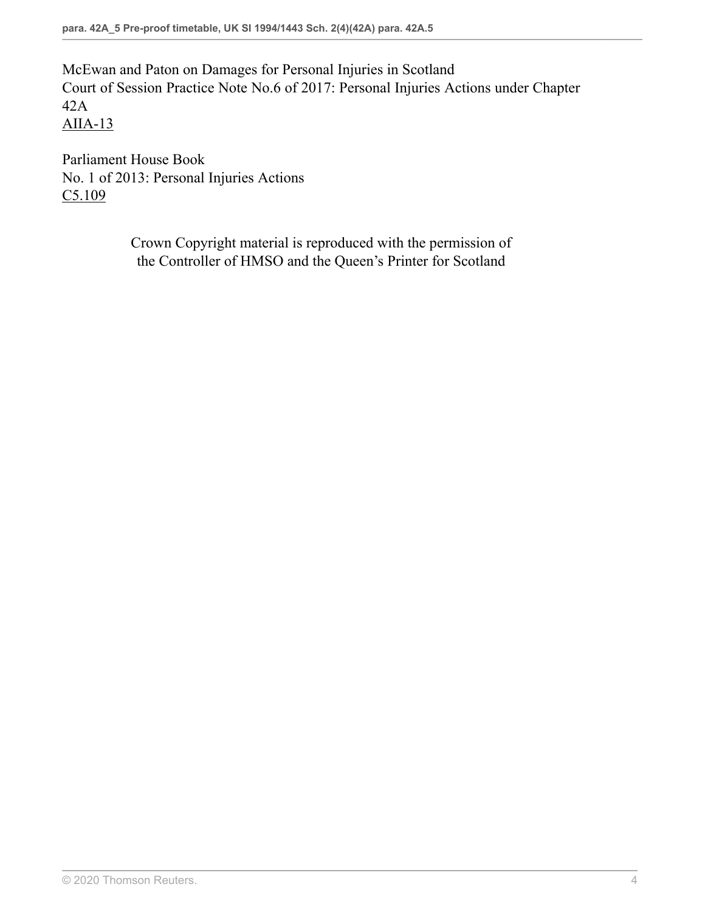McEwan and Paton on Damages for Personal Injuries in Scotland
Court of Session Practice Note No.6 of 2017: Personal Injuries Actions under Chapter 42A
AIIA-13

Parliament House Book
No. 1 of 2013: Personal Injuries Actions
C5.109

Crown Copyright material is reproduced with the permission of the Controller of HMSO and the Queen's Printer for Scotland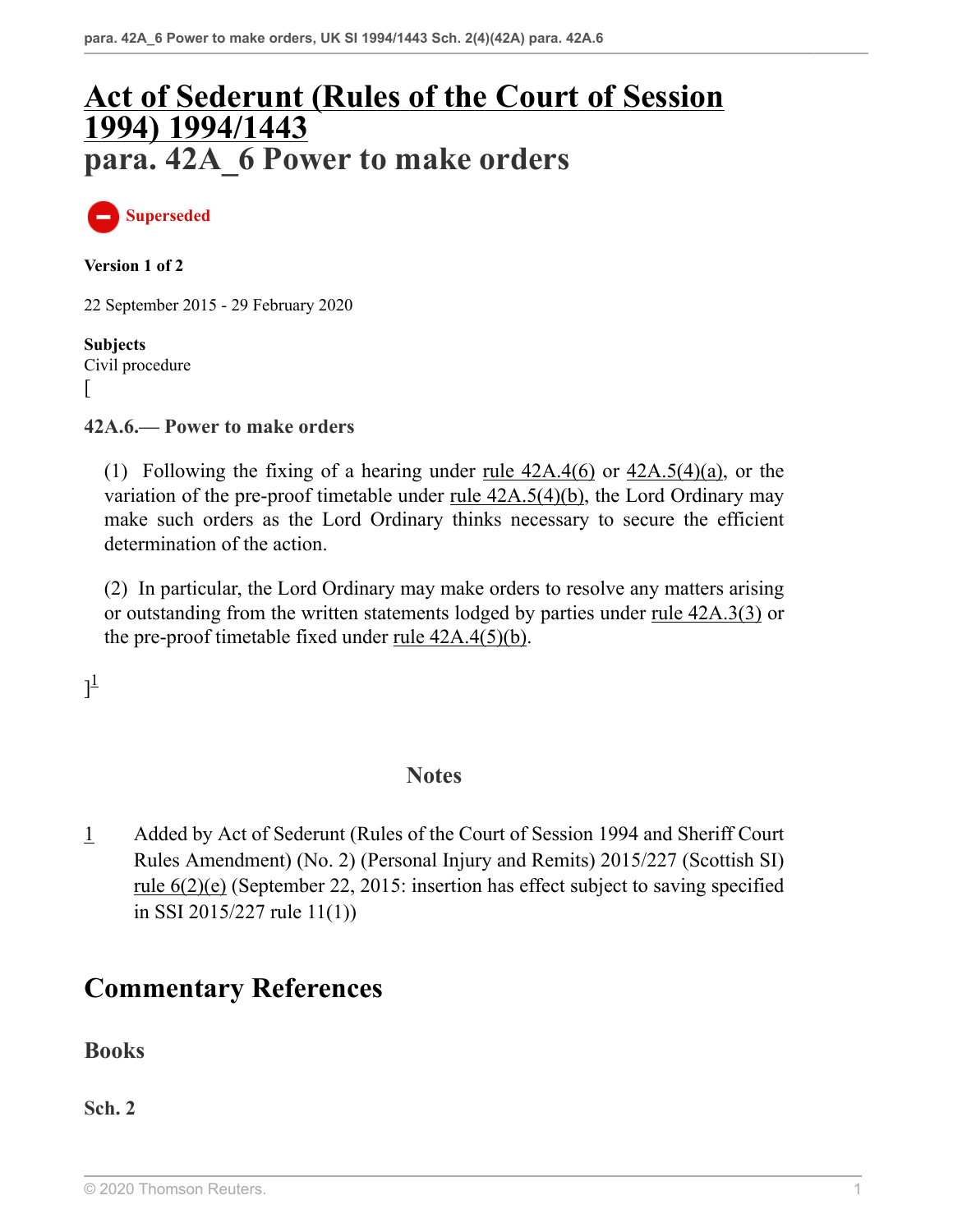# Act of Sederunt (Rules of the Court of Session 1994) 1994/1443

# para. 42A_6 Power to make orders

**Superseded**

**Version 1 of 2**

22 September 2015 - 29 February 2020

**Subjects**
Civil procedure
[

### 42A.6.— Power to make orders

(1) Following the fixing of a hearing under rule 42A.4(6) or 42A.5(4)(a), or the variation of the pre-proof timetable under rule 42A.5(4)(b), the Lord Ordinary may make such orders as the Lord Ordinary thinks necessary to secure the efficient determination of the action.

(2) In particular, the Lord Ordinary may make orders to resolve any matters arising or outstanding from the written statements lodged by parties under rule 42A.3(3) or the pre-proof timetable fixed under rule 42A.4(5)(b).

][1]

## Notes

1 Added by Act of Sederunt (Rules of the Court of Session 1994 and Sheriff Court Rules Amendment) (No. 2) (Personal Injury and Remits) 2015/227 (Scottish SI) rule 6(2)(e) (September 22, 2015: insertion has effect subject to saving specified in SSI 2015/227 rule 11(1))

# Commentary References

## Books

### Sch. 2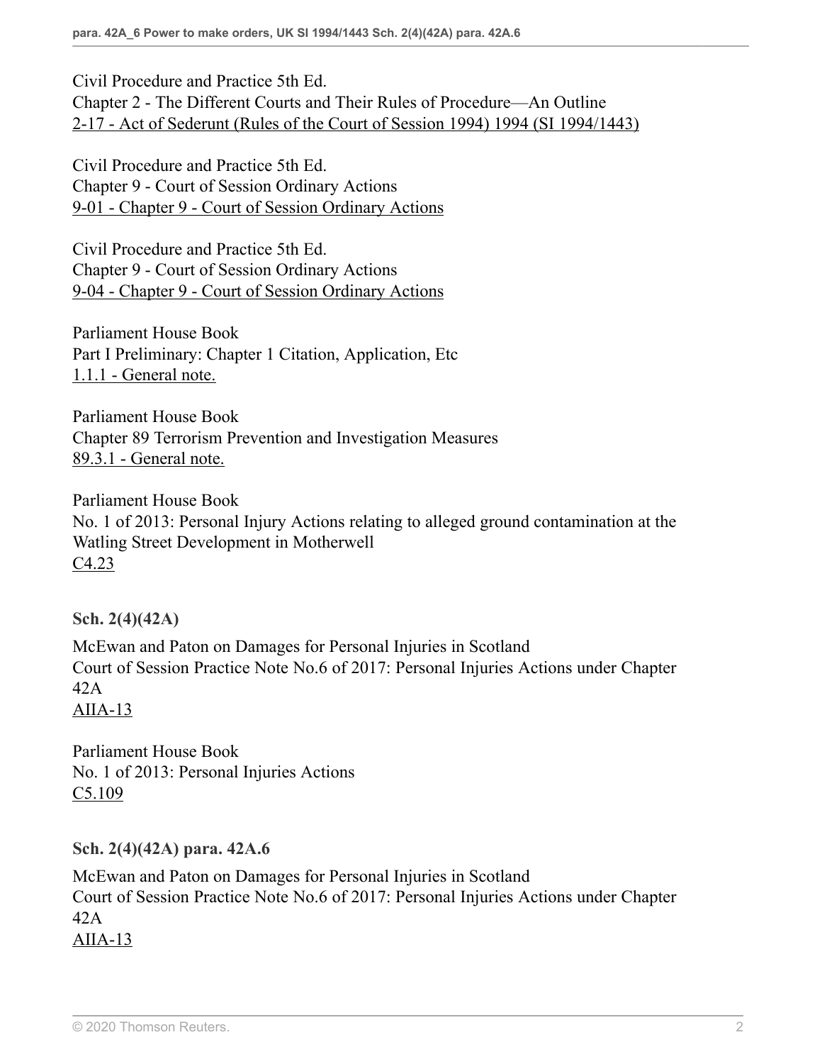Civil Procedure and Practice 5th Ed.
Chapter 2 - The Different Courts and Their Rules of Procedure—An Outline
2-17 - Act of Sederunt (Rules of the Court of Session 1994) 1994 (SI 1994/1443)

Civil Procedure and Practice 5th Ed.
Chapter 9 - Court of Session Ordinary Actions
9-01 - Chapter 9 - Court of Session Ordinary Actions

Civil Procedure and Practice 5th Ed.
Chapter 9 - Court of Session Ordinary Actions
9-04 - Chapter 9 - Court of Session Ordinary Actions

Parliament House Book
Part I Preliminary: Chapter 1 Citation, Application, Etc
1.1.1 - General note.

Parliament House Book
Chapter 89 Terrorism Prevention and Investigation Measures
89.3.1 - General note.

Parliament House Book
No. 1 of 2013: Personal Injury Actions relating to alleged ground contamination at the Watling Street Development in Motherwell
C4.23

**Sch. 2(4)(42A)**

McEwan and Paton on Damages for Personal Injuries in Scotland
Court of Session Practice Note No.6 of 2017: Personal Injuries Actions under Chapter 42A
AIIA-13

Parliament House Book
No. 1 of 2013: Personal Injuries Actions
C5.109

**Sch. 2(4)(42A) para. 42A.6**

McEwan and Paton on Damages for Personal Injuries in Scotland
Court of Session Practice Note No.6 of 2017: Personal Injuries Actions under Chapter 42A
AIIA-13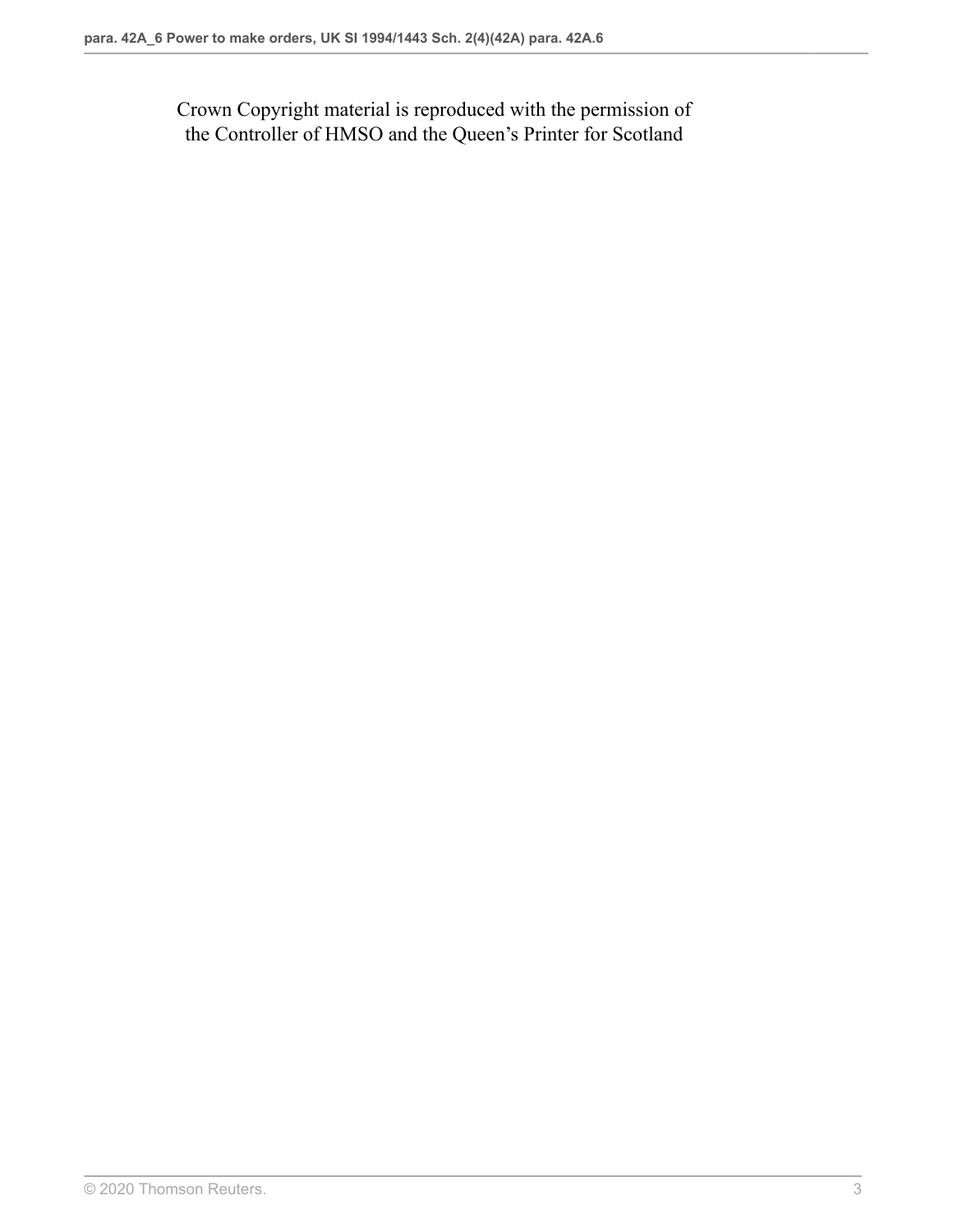Crown Copyright material is reproduced with the permission of the Controller of HMSO and the Queen's Printer for Scotland